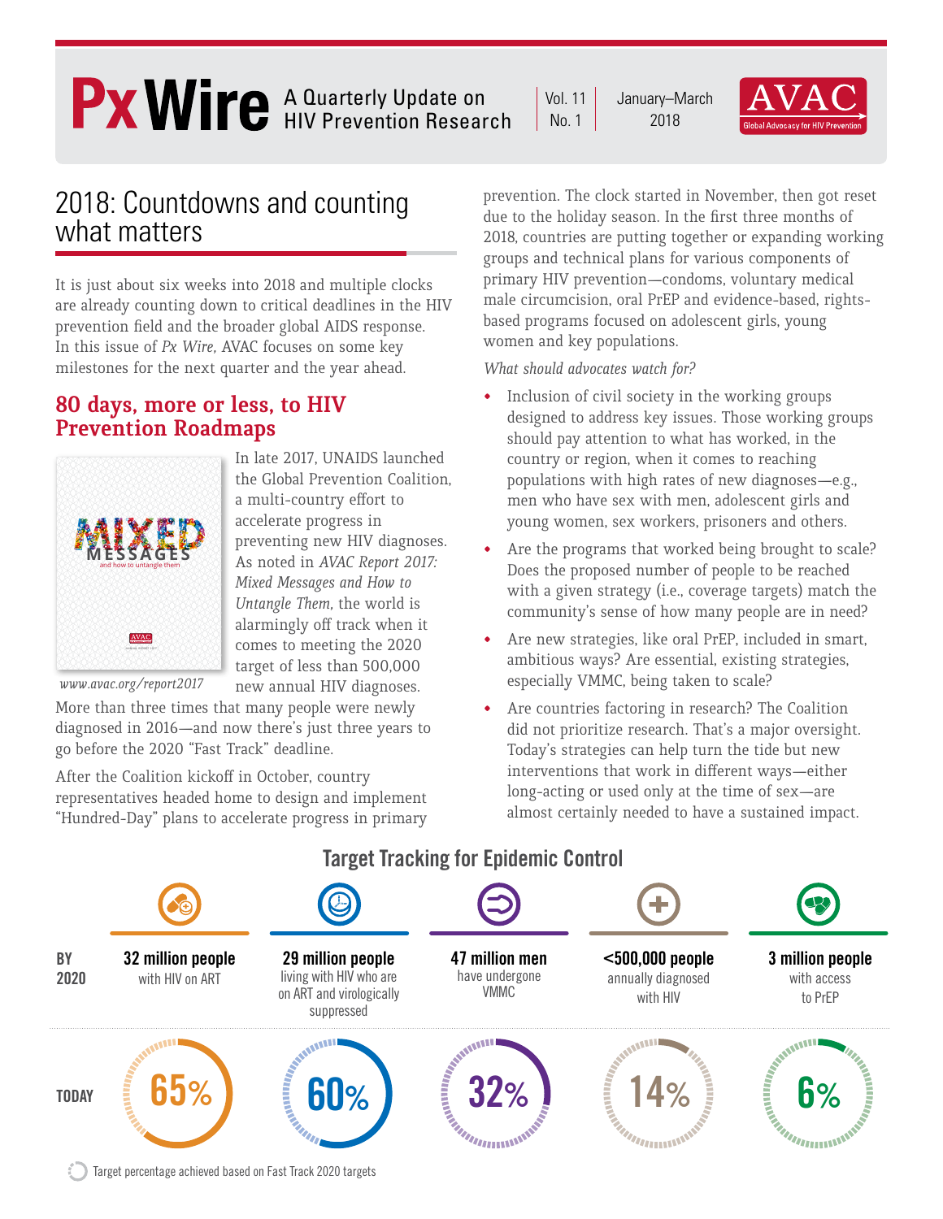# Px Wire — A Quarterly Update on HIV Prevention Research

Vol. 11 No. 1 — January–March 2018

AVAC Global Advocacy for HIV Prevention

## 2018: Countdowns and counting what matters

It is just about six weeks into 2018 and multiple clocks are already counting down to critical deadlines in the HIV prevention field and the broader global AIDS response. In this issue of *Px Wire,* AVAC focuses on some key milestones for the next quarter and the year ahead.

### 80 days, more or less, to HIV Prevention Roadmaps

*www.avac.org/report2017*

In late 2017, UNAIDS launched the Global Prevention Coalition, a multi-country effort to accelerate progress in preventing new HIV diagnoses. As noted in *AVAC Report 2017: Mixed Messages and How to Untangle Them,* the world is alarmingly off track when it comes to meeting the 2020 target of less than 500,000 new annual HIV diagnoses. More than three times that many people were newly diagnosed in 2016—and now there's just three years to go before the 2020 "Fast Track" deadline.

After the Coalition kickoff in October, country representatives headed home to design and implement "Hundred-Day" plans to accelerate progress in primary prevention. The clock started in November, then got reset due to the holiday season. In the first three months of 2018, countries are putting together or expanding working groups and technical plans for various components of primary HIV prevention—condoms, voluntary medical male circumcision, oral PrEP and evidence-based, rights-based programs focused on adolescent girls, young women and key populations.

*What should advocates watch for?*

- Inclusion of civil society in the working groups designed to address key issues. Those working groups should pay attention to what has worked, in the country or region, when it comes to reaching populations with high rates of new diagnoses—e.g., men who have sex with men, adolescent girls and young women, sex workers, prisoners and others.
- Are the programs that worked being brought to scale? Does the proposed number of people to be reached with a given strategy (i.e., coverage targets) match the community's sense of how many people are in need?
- Are new strategies, like oral PrEP, included in smart, ambitious ways? Are essential, existing strategies, especially VMMC, being taken to scale?
- Are countries factoring in research? The Coalition did not prioritize research. That's a major oversight. Today's strategies can help turn the tide but new interventions that work in different ways—either long-acting or used only at the time of sex—are almost certainly needed to have a sustained impact.

### Target Tracking for Epidemic Control

| | | | | | |
|---|---|---|---|---|---|
| **BY 2020** | **32 million people** with HIV on ART | **29 million people** living with HIV who are on ART and virologically suppressed | **47 million men** have undergone VMMC | **<500,000 people** annually diagnosed with HIV | **3 million people** with access to PrEP |
| **TODAY** | 65% | 60% | 32% | 14% | 6% |

Target percentage achieved based on Fast Track 2020 targets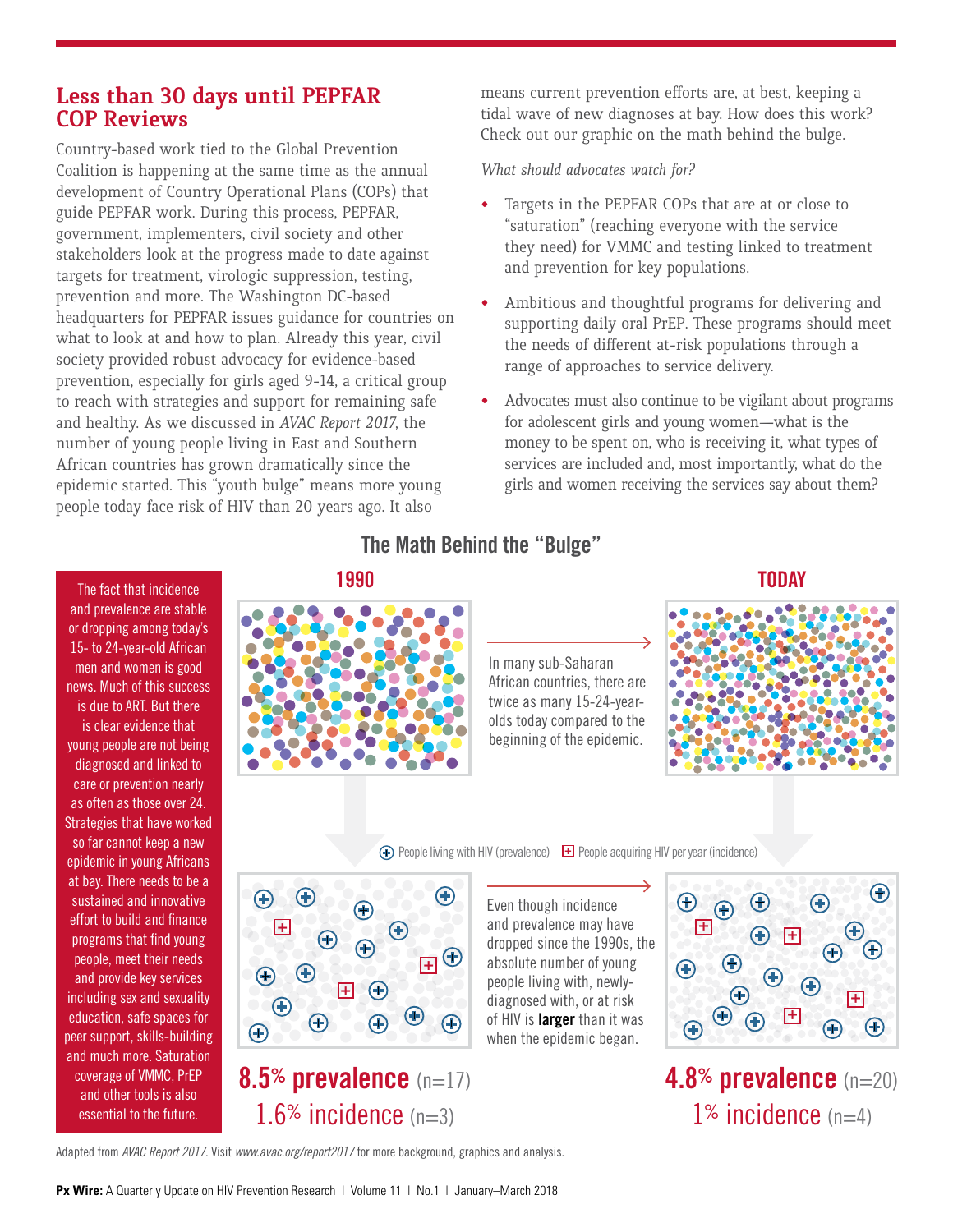## Less than 30 days until PEPFAR COP Reviews

Country-based work tied to the Global Prevention Coalition is happening at the same time as the annual development of Country Operational Plans (COPs) that guide PEPFAR work. During this process, PEPFAR, government, implementers, civil society and other stakeholders look at the progress made to date against targets for treatment, virologic suppression, testing, prevention and more. The Washington DC-based headquarters for PEPFAR issues guidance for countries on what to look at and how to plan. Already this year, civil society provided robust advocacy for evidence-based prevention, especially for girls aged 9-14, a critical group to reach with strategies and support for remaining safe and healthy. As we discussed in *AVAC Report 2017*, the number of young people living in East and Southern African countries has grown dramatically since the epidemic started. This "youth bulge" means more young people today face risk of HIV than 20 years ago. It also means current prevention efforts are, at best, keeping a tidal wave of new diagnoses at bay. How does this work? Check out our graphic on the math behind the bulge.

*What should advocates watch for?*

- Targets in the PEPFAR COPs that are at or close to "saturation" (reaching everyone with the service they need) for VMMC and testing linked to treatment and prevention for key populations.
- Ambitious and thoughtful programs for delivering and supporting daily oral PrEP. These programs should meet the needs of different at-risk populations through a range of approaches to service delivery.
- Advocates must also continue to be vigilant about programs for adolescent girls and young women—what is the money to be spent on, who is receiving it, what types of services are included and, most importantly, what do the girls and women receiving the services say about them?

### The Math Behind the "Bulge"

The fact that incidence and prevalence are stable or dropping among today's 15- to 24-year-old African men and women is good news. Much of this success is due to ART. But there is clear evidence that young people are not being diagnosed and linked to care or prevention nearly as often as those over 24. Strategies that have worked so far cannot keep a new epidemic in young Africans at bay. There needs to be a sustained and innovative effort to build and finance programs that find young people, meet their needs and provide key services including sex and sexuality education, safe spaces for peer support, skills-building and much more. Saturation coverage of VMMC, PrEP and other tools is also essential to the future.

**1990** → **TODAY**

In many sub-Saharan African countries, there are twice as many 15-24-year-olds today compared to the beginning of the epidemic.

People living with HIV (prevalence) | People acquiring HIV per year (incidence)

Even though incidence and prevalence may have dropped since the 1990s, the absolute number of young people living with, newly-diagnosed with, or at risk of HIV is **larger** than it was when the epidemic began.

**1990:** **8.5% prevalence** (n=17), 1.6% incidence (n=3)

**TODAY:** **4.8% prevalence** (n=20), 1% incidence (n=4)

Adapted from *AVAC Report 2017*. Visit *www.avac.org/report2017* for more background, graphics and analysis.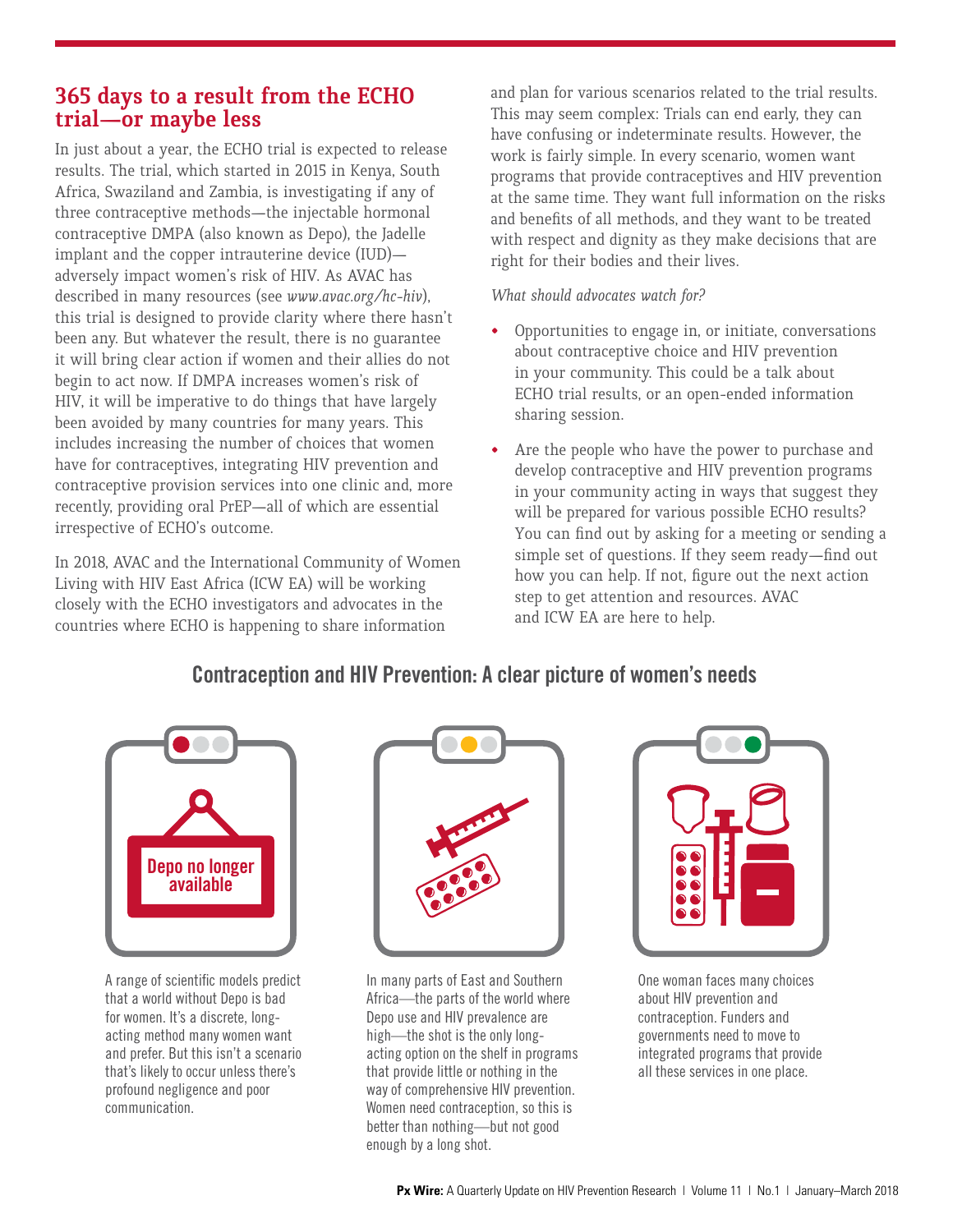## 365 days to a result from the ECHO trial—or maybe less

In just about a year, the ECHO trial is expected to release results. The trial, which started in 2015 in Kenya, South Africa, Swaziland and Zambia, is investigating if any of three contraceptive methods—the injectable hormonal contraceptive DMPA (also known as Depo), the Jadelle implant and the copper intrauterine device (IUD)—adversely impact women's risk of HIV. As AVAC has described in many resources (see *www.avac.org/hc-hiv*), this trial is designed to provide clarity where there hasn't been any. But whatever the result, there is no guarantee it will bring clear action if women and their allies do not begin to act now. If DMPA increases women's risk of HIV, it will be imperative to do things that have largely been avoided by many countries for many years. This includes increasing the number of choices that women have for contraceptives, integrating HIV prevention and contraceptive provision services into one clinic and, more recently, providing oral PrEP—all of which are essential irrespective of ECHO's outcome.

In 2018, AVAC and the International Community of Women Living with HIV East Africa (ICW EA) will be working closely with the ECHO investigators and advocates in the countries where ECHO is happening to share information and plan for various scenarios related to the trial results. This may seem complex: Trials can end early, they can have confusing or indeterminate results. However, the work is fairly simple. In every scenario, women want programs that provide contraceptives and HIV prevention at the same time. They want full information on the risks and benefits of all methods, and they want to be treated with respect and dignity as they make decisions that are right for their bodies and their lives.

*What should advocates watch for?*

- Opportunities to engage in, or initiate, conversations about contraceptive choice and HIV prevention in your community. This could be a talk about ECHO trial results, or an open-ended information sharing session.
- Are the people who have the power to purchase and develop contraceptive and HIV prevention programs in your community acting in ways that suggest they will be prepared for various possible ECHO results? You can find out by asking for a meeting or sending a simple set of questions. If they seem ready—find out how you can help. If not, figure out the next action step to get attention and resources. AVAC and ICW EA are here to help.

## Contraception and HIV Prevention: A clear picture of women's needs

Depo no longer available

A range of scientific models predict that a world without Depo is bad for women. It's a discrete, long-acting method many women want and prefer. But this isn't a scenario that's likely to occur unless there's profound negligence and poor communication.

In many parts of East and Southern Africa—the parts of the world where Depo use and HIV prevalence are high—the shot is the only long-acting option on the shelf in programs that provide little or nothing in the way of comprehensive HIV prevention. Women need contraception, so this is better than nothing—but not good enough by a long shot.

One woman faces many choices about HIV prevention and contraception. Funders and governments need to move to integrated programs that provide all these services in one place.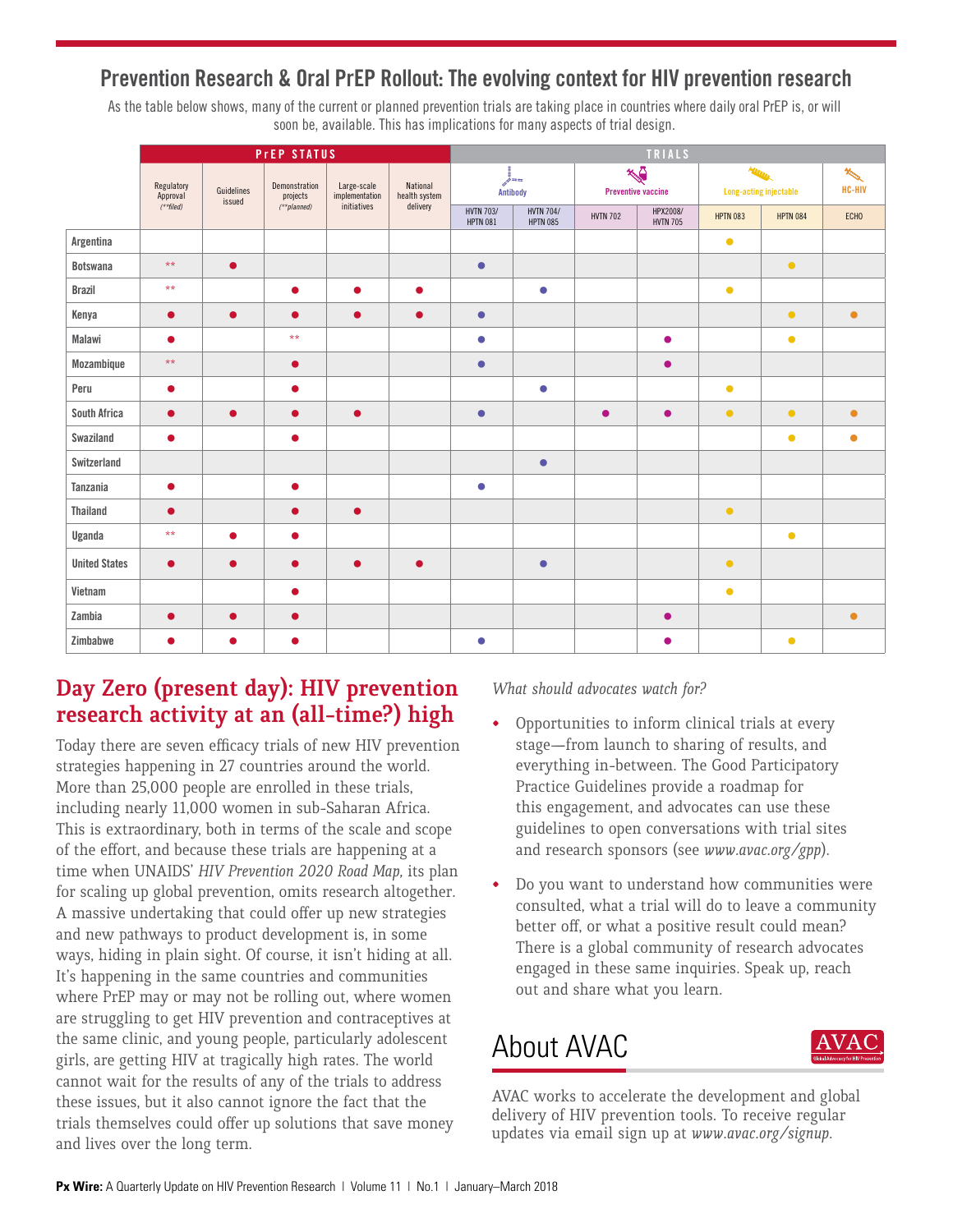## Prevention Research & Oral PrEP Rollout: The evolving context for HIV prevention research

As the table below shows, many of the current or planned prevention trials are taking place in countries where daily oral PrEP is, or will soon be, available. This has implications for many aspects of trial design.

| | PrEP STATUS | | | | | TRIALS | | | | | | |
|---|---|---|---|---|---|---|---|---|---|---|---|---|
| | Regulatory Approval (**filed) | Guidelines issued | Demonstration projects (**planned) | Large-scale implementation initiatives | National health system delivery | Antibody | | Preventive vaccine | | Long-acting injectable | | HC-HIV |
| | | | | | | HVTN 703/ HPTN 081 | HVTN 704/ HPTN 085 | HVTN 702 | HPX2008/ HVTN 705 | HPTN 083 | HPTN 084 | ECHO |
| Argentina | | | | | | | | | | ● | | |
| Botswana | ** | ● | | | | ● | | | | | ● | |
| Brazil | ** | | ● | ● | ● | | ● | | | ● | | |
| Kenya | ● | ● | ● | ● | ● | ● | | | | | ● | ● |
| Malawi | ● | | ** | | | ● | | | ● | | ● | |
| Mozambique | ** | | ● | | | ● | | | ● | | | |
| Peru | ● | | ● | | | | ● | | | ● | | |
| South Africa | ● | ● | ● | ● | | ● | | ● | ● | ● | ● | ● |
| Swaziland | ● | | ● | | | | | | | | ● | ● |
| Switzerland | | | | | | | ● | | | | | |
| Tanzania | ● | | ● | | | ● | | | | | | |
| Thailand | ● | | ● | ● | | | | | | ● | | |
| Uganda | ** | ● | ● | | | | | | | | ● | |
| United States | ● | ● | ● | ● | ● | | ● | | | ● | | |
| Vietnam | | | ● | | | | | | | ● | | |
| Zambia | ● | ● | ● | | | | | | ● | | | ● |
| Zimbabwe | ● | ● | ● | | | ● | | | ● | | ● | |

## Day Zero (present day): HIV prevention research activity at an (all-time?) high

Today there are seven efficacy trials of new HIV prevention strategies happening in 27 countries around the world. More than 25,000 people are enrolled in these trials, including nearly 11,000 women in sub-Saharan Africa. This is extraordinary, both in terms of the scale and scope of the effort, and because these trials are happening at a time when UNAIDS' *HIV Prevention 2020 Road Map,* its plan for scaling up global prevention, omits research altogether. A massive undertaking that could offer up new strategies and new pathways to product development is, in some ways, hiding in plain sight. Of course, it isn't hiding at all. It's happening in the same countries and communities where PrEP may or may not be rolling out, where women are struggling to get HIV prevention and contraceptives at the same clinic, and young people, particularly adolescent girls, are getting HIV at tragically high rates. The world cannot wait for the results of any of the trials to address these issues, but it also cannot ignore the fact that the trials themselves could offer up solutions that save money and lives over the long term.

*What should advocates watch for?*

- Opportunities to inform clinical trials at every stage—from launch to sharing of results, and everything in-between. The Good Participatory Practice Guidelines provide a roadmap for this engagement, and advocates can use these guidelines to open conversations with trial sites and research sponsors (see *www.avac.org/gpp*).
- Do you want to understand how communities were consulted, what a trial will do to leave a community better off, or what a positive result could mean? There is a global community of research advocates engaged in these same inquiries. Speak up, reach out and share what you learn.

## About AVAC

AVAC works to accelerate the development and global delivery of HIV prevention tools. To receive regular updates via email sign up at *www.avac.org/signup*.